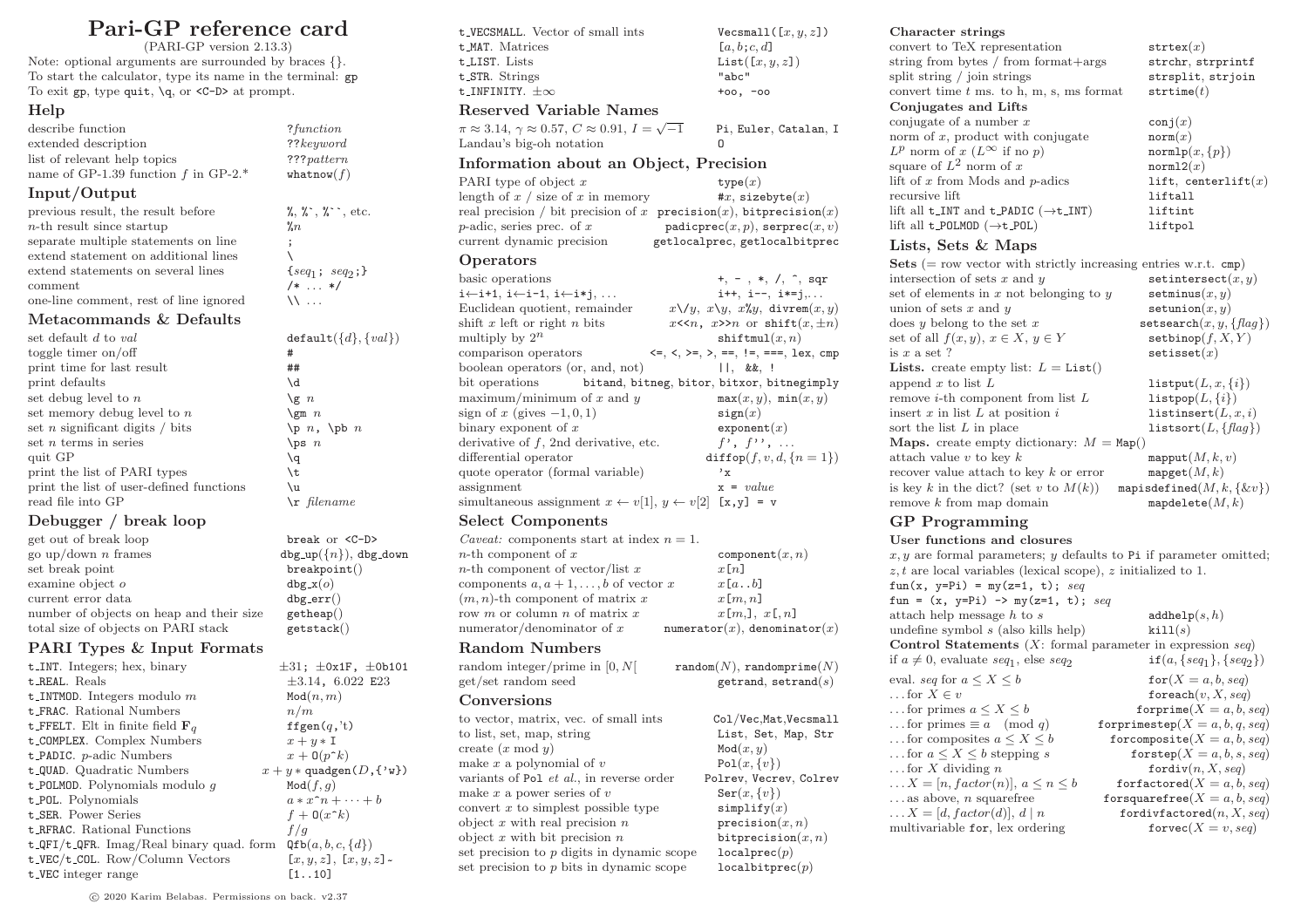# Pari-GP reference card

(PARI-GP version 2.13.3)

Note: optional arguments are surrounded by braces {}.
To start the calculator, type its name in the terminal: `gp`
To exit `gp`, type `quit`, `\q`, or `<C-D>` at prompt.

## Help

| | |
|---|---|
| describe function | `?`*function* |
| extended description | `??`*keyword* |
| list of relevant help topics | `???`*pattern* |
| name of GP-1.39 function $f$ in GP-2.* | `whatnow(`$f$`)` |

## Input/Output

| | |
|---|---|
| previous result, the result before | `%`, `%``, `%```, etc. |
| $n$-th result since startup | `%`$n$ |
| separate multiple statements on line | `;` |
| extend statement on additional lines | `\` |
| extend statements on several lines | `{`$seq_1$`;` $seq_2$`;}` |
| comment | `/* ... */` |
| one-line comment, rest of line ignored | `\\ ...` |

## Metacommands & Defaults

| | |
|---|---|
| set default $d$ to *val* | `default(`$\{d\}, \{val\}$`)` |
| toggle timer on/off | `#` |
| print time for last result | `##` |
| print defaults | `\d` |
| set debug level to $n$ | `\g` $n$ |
| set memory debug level to $n$ | `\gm` $n$ |
| set $n$ significant digits / bits | `\p` $n$, `\pb` $n$ |
| set $n$ terms in series | `\ps` $n$ |
| quit GP | `\q` |
| print the list of PARI types | `\t` |
| print the list of user-defined functions | `\u` |
| read file into GP | `\r` *filename* |

## Debugger / break loop

| | |
|---|---|
| get out of break loop | `break` or `<C-D>` |
| go up/down $n$ frames | `dbg_up(`$\{n\}$`)`, `dbg_down` |
| set break point | `breakpoint()` |
| examine object $o$ | `dbg_x(`$o$`)` |
| current error data | `dbg_err()` |
| number of objects on heap and their size | `getheap()` |
| total size of objects on PARI stack | `getstack()` |

## PARI Types & Input Formats

| | |
|---|---|
| t_INT. Integers; hex, binary | $\pm 31$; $\pm$`0x1F`, $\pm$`0b101` |
| t_REAL. Reals | $\pm$3.14, 6.022 E23 |
| t_INTMOD. Integers modulo $m$ | `Mod(`$n,m$`)` |
| t_FRAC. Rational Numbers | $n/m$ |
| t_FFELT. Elt in finite field $\mathbf{F}_q$ | `ffgen(`$q$`,'t)` |
| t_COMPLEX. Complex Numbers | $x + y *$ `I` |
| t_PADIC. $p$-adic Numbers | $x$ + `O(`$p$`^`$k$`)` |
| t_QUAD. Quadratic Numbers | $x + y *$ `quadgen(`$D$`,{'w})` |
| t_POLMOD. Polynomials modulo $g$ | `Mod(`$f,g$`)` |
| t_POL. Polynomials | $a * x$`^`$n + \cdots + b$ |
| t_SER. Power Series | $f$ + `O(`$x$`^`$k$`)` |
| t_RFRAC. Rational Functions | $f/g$ |
| t_QFI/t_QFR. Imag/Real binary quad. form | `Qfb(`$a,b,c,\{d\}$`)` |
| t_VEC/t_COL. Row/Column Vectors | $[x,y,z]$, $[x,y,z]$~ |
| t_VEC integer range | `[1..10]` |
| t_VECSMALL. Vector of small ints | `Vecsmall(`$[x,y,z]$`)` |
| t_MAT. Matrices | $[a,b;c,d]$ |
| t_LIST. Lists | `List(`$[x,y,z]$`)` |
| t_STR. Strings | `"abc"` |
| t_INFINITY. $\pm\infty$ | `+oo, -oo` |

## Reserved Variable Names

| | |
|---|---|
| $\pi \approx 3.14$, $\gamma \approx 0.57$, $C \approx 0.91$, $I = \sqrt{-1}$ | `Pi, Euler, Catalan, I` |
| Landau's big-oh notation | `O` |

## Information about an Object, Precision

| | |
|---|---|
| PARI type of object $x$ | `type(`$x$`)` |
| length of $x$ / size of $x$ in memory | `#`$x$, `sizebyte(`$x$`)` |
| real precision / bit precision of $x$ | `precision(`$x$`)`, `bitprecision(`$x$`)` |
| $p$-adic, series prec. of $x$ | `padicprec(`$x,p$`)`, `serprec(`$x,v$`)` |
| current dynamic precision | `getlocalprec`, `getlocalbitprec` |

## Operators

| | |
|---|---|
| basic operations | `+, - , *, /, ^, sqr` |
| `i`←`i+1`, `i`←`i-1`, `i`←`i*j`, ... | `i++, i--, i*=j,...` |
| Euclidean quotient, remainder | $x$`\/`$y$, $x$`\`$y$, $x$`%`$y$, `divrem(`$x,y$`)` |
| shift $x$ left or right $n$ bits | $x$`<<`$n$, $x$`>>`$n$ or `shift(`$x,\pm n$`)` |
| multiply by $2^n$ | `shiftmul(`$x,n$`)` |
| comparison operators | `<=, <, >=, >, ==, !=, ===, lex, cmp` |
| boolean operators (or, and, not) | `||, &&, !` |
| bit operations | `bitand, bitneg, bitor, bitxor, bitnegimply` |
| maximum/minimum of $x$ and $y$ | `max(`$x,y$`)`, `min(`$x,y$`)` |
| sign of $x$ (gives $-1,0,1$) | `sign(`$x$`)` |
| binary exponent of $x$ | `exponent(`$x$`)` |
| derivative of $f$, 2nd derivative, etc. | $f$`'`, $f$`''`, ... |
| differential operator | `diffop(`$f,v,d,\{n=1\}$`)` |
| quote operator (formal variable) | `'x` |
| assignment | `x = `*value* |
| simultaneous assignment $x \leftarrow v[1]$, $y \leftarrow v[2]$ | `[x,y] = v` |

## Select Components

*Caveat:* components start at index $n = 1$.

| | |
|---|---|
| $n$-th component of $x$ | `component(`$x,n$`)` |
| $n$-th component of vector/list $x$ | $x[n]$ |
| components $a, a+1, \ldots, b$ of vector $x$ | $x[a..b]$ |
| $(m,n)$-th component of matrix $x$ | $x[m,n]$ |
| row $m$ or column $n$ of matrix $x$ | $x[m,]$, $x[,n]$ |
| numerator/denominator of $x$ | `numerator(`$x$`)`, `denominator(`$x$`)` |

## Random Numbers

| | |
|---|---|
| random integer/prime in $[0, N[$ | `random(`$N$`)`, `randomprime(`$N$`)` |
| get/set random seed | `getrand`, `setrand(`$s$`)` |

## Conversions

| | |
|---|---|
| to vector, matrix, vec. of small ints | `Col/Vec,Mat,Vecsmall` |
| to list, set, map, string | `List, Set, Map, Str` |
| create ($x$ mod $y$) | `Mod(`$x,y$`)` |
| make $x$ a polynomial of $v$ | `Pol(`$x,\{v\}$`)` |
| variants of `Pol` *et al.*, in reverse order | `Polrev, Vecrev, Colrev` |
| make $x$ a power series of $v$ | `Ser(`$x,\{v\}$`)` |
| convert $x$ to simplest possible type | `simplify(`$x$`)` |
| object $x$ with real precision $n$ | `precision(`$x,n$`)` |
| object $x$ with bit precision $n$ | `bitprecision(`$x,n$`)` |
| set precision to $p$ digits in dynamic scope | `localprec(`$p$`)` |
| set precision to $p$ bits in dynamic scope | `localbitprec(`$p$`)` |

## Character strings

| | |
|---|---|
| convert to TeX representation | `strtex(`$x$`)` |
| string from bytes / from format+args | `strchr, strprintf` |
| split string / join strings | `strsplit, strjoin` |
| convert time $t$ ms. to h, m, s, ms format | `strtime(`$t$`)` |

## Conjugates and Lifts

| | |
|---|---|
| conjugate of a number $x$ | `conj(`$x$`)` |
| norm of $x$, product with conjugate | `norm(`$x$`)` |
| $L^p$ norm of $x$ ($L^\infty$ if no $p$) | `normlp(`$x,\{p\}$`)` |
| square of $L^2$ norm of $x$ | `norml2(`$x$`)` |
| lift of $x$ from Mods and $p$-adics | `lift, centerlift(`$x$`)` |
| recursive lift | `liftall` |
| lift all t_INT and t_PADIC (→t_INT) | `liftint` |
| lift all t_POLMOD (→t_POL) | `liftpol` |

## Lists, Sets & Maps

**Sets** (= row vector with strictly increasing entries w.r.t. `cmp`)

| | |
|---|---|
| intersection of sets $x$ and $y$ | `setintersect(`$x,y$`)` |
| set of elements in $x$ not belonging to $y$ | `setminus(`$x,y$`)` |
| union of sets $x$ and $y$ | `setunion(`$x,y$`)` |
| does $y$ belong to the set $x$ | `setsearch(`$x,y,\{flag\}$`)` |
| set of all $f(x,y)$, $x \in X$, $y \in Y$ | `setbinop(`$f,X,Y$`)` |
| is $x$ a set ? | `setisset(`$x$`)` |

**Lists.** create empty list: $L$ = `List()`

| | |
|---|---|
| append $x$ to list $L$ | `listput(`$L,x,\{i\}$`)` |
| remove $i$-th component from list $L$ | `listpop(`$L,\{i\}$`)` |
| insert $x$ in list $L$ at position $i$ | `listinsert(`$L,x,i$`)` |
| sort the list $L$ in place | `listsort(`$L,\{flag\}$`)` |

**Maps.** create empty dictionary: $M$ = `Map()`

| | |
|---|---|
| attach value $v$ to key $k$ | `mapput(`$M,k,v$`)` |
| recover value attach to key $k$ or error | `mapget(`$M,k$`)` |
| is key $k$ in the dict? (set $v$ to $M(k)$) | `mapisdefined(`$M,k,\{\&v\}$`)` |
| remove $k$ from map domain | `mapdelete(`$M,k$`)` |

## GP Programming

### User functions and closures

$x, y$ are formal parameters; $y$ defaults to `Pi` if parameter omitted;
$z, t$ are local variables (lexical scope), $z$ initialized to 1.

`fun(x, y=Pi) = my(z=1, t);` *seq*

`fun = (x, y=Pi) -> my(z=1, t);` *seq*

| | |
|---|---|
| attach help message $h$ to $s$ | `addhelp(`$s,h$`)` |
| undefine symbol $s$ (also kills help) | `kill(`$s$`)` |

**Control Statements** ($X$: formal parameter in expression *seq*)

| | |
|---|---|
| if $a \neq 0$, evaluate $seq_1$, else $seq_2$ | `if(`$a,\{seq_1\},\{seq_2\}$`)` |
| eval. *seq* for $a \le X \le b$ | `for(`$X=a,b,seq$`)` |
| ...for $X \in v$ | `foreach(`$v,X,seq$`)` |
| ...for primes $a \le X \le b$ | `forprime(`$X=a,b,seq$`)` |
| ...for primes $\equiv a \pmod q$ | `forprimestep(`$X=a,b,q,seq$`)` |
| ...for composites $a \le X \le b$ | `forcomposite(`$X=a,b,seq$`)` |
| ...for $a \le X \le b$ stepping $s$ | `forstep(`$X=a,b,s,seq$`)` |
| ...for $X$ dividing $n$ | `fordiv(`$n,X,seq$`)` |
| ...$X = [n, factor(n)]$, $a \le n \le b$ | `forfactored(`$X=a,b,seq$`)` |
| ...as above, $n$ squarefree | `forsquarefree(`$X=a,b,seq$`)` |
| ...$X = [d, factor(d)]$, $d \mid n$ | `fordivfactored(`$n,X,seq$`)` |
| multivariable `for`, lex ordering | `forvec(`$X=v,seq$`)` |

© 2020 Karim Belabas. Permissions on back. v2.37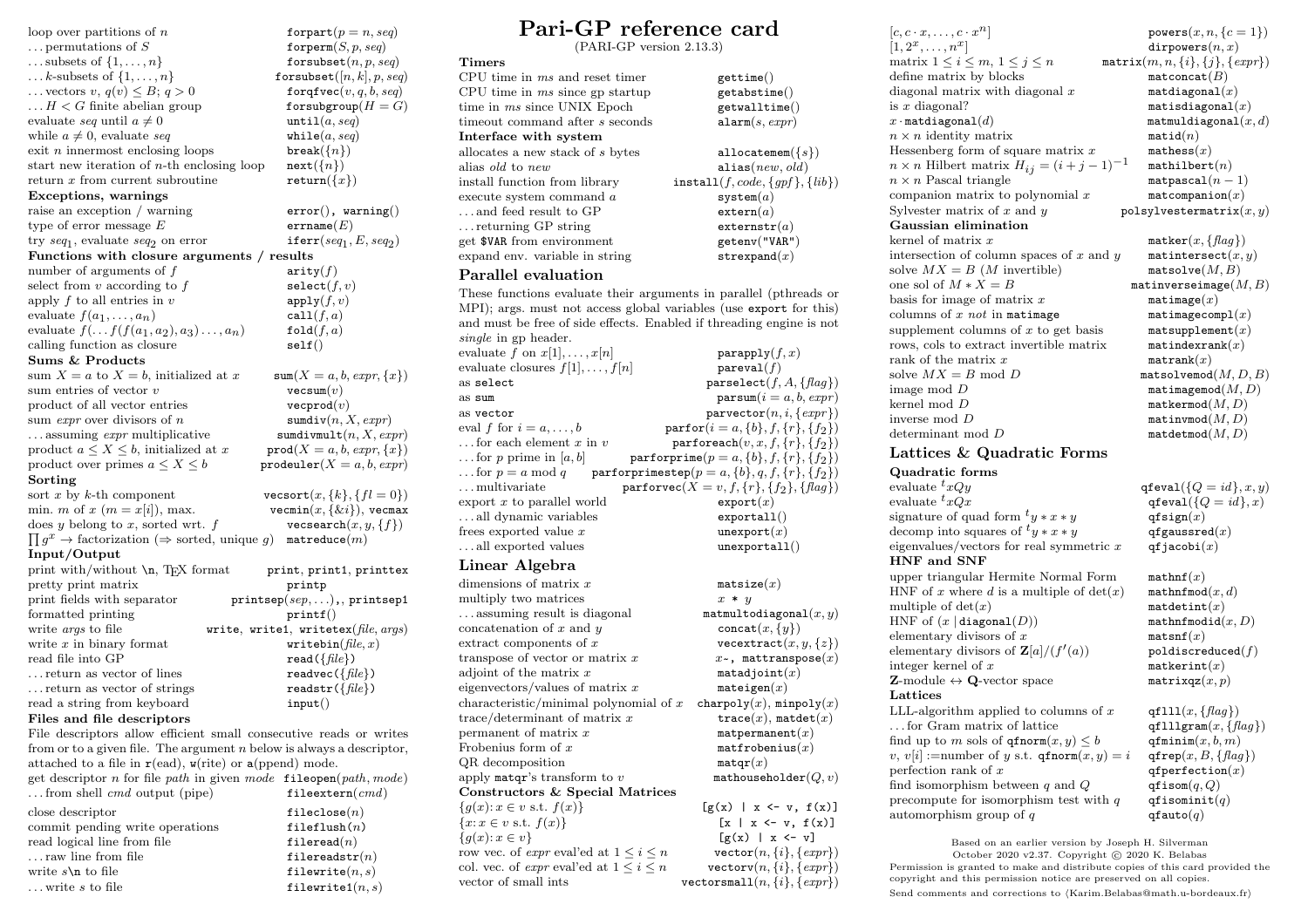loop over partitions of $n$ — `forpart(p = n, seq)`
... permutations of $S$ — `forperm(S, p, seq)`
... subsets of $\{1,\ldots,n\}$ — `forsubset(n, p, seq)`
... $k$-subsets of $\{1,\ldots,n\}$ — `forsubset([n, k], p, seq)`
... vectors $v$, $q(v) \le B$; $q > 0$ — `forqfvec(v, q, b, seq)`
... $H < G$ finite abelian group — `forsubgroup(H = G)`
evaluate *seq* until $a \neq 0$ — `until(a, seq)`
while $a \neq 0$, evaluate *seq* — `while(a, seq)`
exit $n$ innermost enclosing loops — `break({n})`
start new iteration of $n$-th enclosing loop — `next({n})`
return $x$ from current subroutine — `return({x})`

**Exceptions, warnings**

raise an exception / warning — `error()`, `warning()`
type of error message $E$ — `errname(E)`
try $seq_1$, evaluate $seq_2$ on error — `iferr(seq_1, E, seq_2)`

**Functions with closure arguments / results**

number of arguments of $f$ — `arity(f)`
select from $v$ according to $f$ — `select(f, v)`
apply $f$ to all entries in $v$ — `apply(f, v)`
evaluate $f(a_1,\ldots,a_n)$ — `call(f, a)`
evaluate $f(\ldots f(f(a_1,a_2),a_3)\ldots,a_n)$ — `fold(f, a)`
calling function as closure — `self()`

**Sums & Products**

sum $X = a$ to $X = b$, initialized at $x$ — `sum(X = a, b, expr, {x})`
sum entries of vector $v$ — `vecsum(v)`
product of all vector entries — `vecprod(v)`
sum *expr* over divisors of $n$ — `sumdiv(n, X, expr)`
... assuming *expr* multiplicative — `sumdivmult(n, X, expr)`
product $a \le X \le b$, initialized at $x$ — `prod(X = a, b, expr, {x})`
product over primes $a \le X \le b$ — `prodeuler(X = a, b, expr)`

**Sorting**

sort $x$ by $k$-th component — `vecsort(x, {k}, {fl = 0})`
min. $m$ of $x$ ($m = x[i]$), max. — `vecmin(x, {&i})`, `vecmax`
does $y$ belong to $x$, sorted wrt. $f$ — `vecsearch(x, y, {f})`
$\prod g^x \to$ factorization ($\Rightarrow$ sorted, unique $g$) — `matreduce(m)`

**Input/Output**

print with/without `\n`, TeX format — `print`, `print1`, `printtex`
pretty print matrix — `printp`
print fields with separator — `printsep(sep, ...)`, `printsep1`
formatted printing — `printf()`
write *args* to file — `write`, `write1`, `writetex(file, args)`
write $x$ in binary format — `writebin(file, x)`
read file into GP — `read({file})`
... return as vector of lines — `readvec({file})`
... return as vector of strings — `readstr({file})`
read a string from keyboard — `input()`

**Files and file descriptors**

File descriptors allow efficient small consecutive reads or writes from or to a given file. The argument $n$ below is always a descriptor, attached to a file in `r`(ead), `w`(rite) or `a`(ppend) mode.

get descriptor $n$ for file *path* in given *mode* — `fileopen(path, mode)`
... from shell *cmd* output (pipe) — `fileextern(cmd)`
close descriptor — `fileclose(n)`
commit pending write operations — `fileflush(n)`
read logical line from file — `fileread(n)`
... raw line from file — `filereadstr(n)`
write `s\n` to file — `filewrite(n, s)`
... write $s$ to file — `filewrite1(n, s)`

# Pari-GP reference card

(PARI-GP version 2.13.3)

**Timers**

CPU time in *ms* and reset timer — `gettime()`
CPU time in *ms* since gp startup — `getabstime()`
time in *ms* since UNIX Epoch — `getwalltime()`
timeout command after $s$ seconds — `alarm(s, expr)`

**Interface with system**

allocates a new stack of $s$ bytes — `allocatemem({s})`
alias *old* to *new* — `alias(new, old)`
install function from library — `install(f, code, {gpf}, {lib})`
execute system command $a$ — `system(a)`
... and feed result to GP — `extern(a)`
... returning GP string — `externstr(a)`
get `$VAR` from environment — `getenv("VAR")`
expand env. variable in string — `strexpand(x)`

## Parallel evaluation

These functions evaluate their arguments in parallel (pthreads or MPI); args. must not access global variables (use `export` for this) and must be free of side effects. Enabled if threading engine is not *single* in gp header.

evaluate $f$ on $x[1],\ldots,x[n]$ — `parapply(f, x)`
evaluate closures $f[1],\ldots,f[n]$ — `pareval(f)`
as `select` — `parselect(f, A, {flag})`
as `sum` — `parsum(i = a, b, expr)`
as `vector` — `parvector(n, i, {expr})`
eval $f$ for $i = a,\ldots,b$ — `parfor(i = a, {b}, f, {r}, {f_2})`
... for each element $x$ in $v$ — `parforeach(v, x, f, {r}, {f_2})`
... for $p$ prime in $[a, b]$ — `parforprime(p = a, {b}, f, {r}, {f_2})`
... for $p = a \bmod q$ — `parforprimestep(p = a, {b}, q, f, {r}, {f_2})`
... multivariate — `parforvec(X = v, f, {r}, {f_2}, {flag})`
export $x$ to parallel world — `export(x)`
... all dynamic variables — `exportall()`
frees exported value $x$ — `unexport(x)`
... all exported values — `unexportall()`

## Linear Algebra

dimensions of matrix $x$ — `matsize(x)`
multiply two matrices — `x * y`
... assuming result is diagonal — `matmultodiagonal(x, y)`
concatenation of $x$ and $y$ — `concat(x, {y})`
extract components of $x$ — `vecextract(x, y, {z})`
transpose of vector or matrix $x$ — `x~`, `mattranspose(x)`
adjoint of the matrix $x$ — `matadjoint(x)`
eigenvectors/values of matrix $x$ — `mateigen(x)`
characteristic/minimal polynomial of $x$ — `charpoly(x)`, `minpoly(x)`
trace/determinant of matrix $x$ — `trace(x)`, `matdet(x)`
permanent of matrix $x$ — `matpermanent(x)`
Frobenius form of $x$ — `matfrobenius(x)`
QR decomposition — `matqr(x)`
apply `matqr`'s transform to $v$ — `mathouseholder(Q, v)`

**Constructors & Special Matrices**

$\{g(x)\colon x \in v \text{ s.t. } f(x)\}$ — `[g(x) | x <- v, f(x)]`
$\{x\colon x \in v \text{ s.t. } f(x)\}$ — `[x | x <- v, f(x)]`
$\{g(x)\colon x \in v\}$ — `[g(x) | x <- v]`
row vec. of *expr* eval'ed at $1 \le i \le n$ — `vector(n, {i}, {expr})`
col. vec. of *expr* eval'ed at $1 \le i \le n$ — `vectorv(n, {i}, {expr})`
vector of small ints — `vectorsmall(n, {i}, {expr})`
$[c, c\cdot x, \ldots, c\cdot x^n]$ — `powers(x, n, {c = 1})`
$[1, 2^x, \ldots, n^x]$ — `dirpowers(n, x)`
matrix $1 \le i \le m$, $1 \le j \le n$ — `matrix(m, n, {i}, {j}, {expr})`
define matrix by blocks — `matconcat(B)`
diagonal matrix with diagonal $x$ — `matdiagonal(x)`
is $x$ diagonal? — `matisdiagonal(x)`
$x \cdot$ `matdiagonal`$(d)$ — `matmuldiagonal(x, d)`
$n \times n$ identity matrix — `matid(n)`
Hessenberg form of square matrix $x$ — `mathess(x)`
$n \times n$ Hilbert matrix $H_{ij} = (i+j-1)^{-1}$ — `mathilbert(n)`
$n \times n$ Pascal triangle — `matpascal(n - 1)`
companion matrix to polynomial $x$ — `matcompanion(x)`
Sylvester matrix of $x$ and $y$ — `polsylvestermatrix(x, y)`

**Gaussian elimination**

kernel of matrix $x$ — `matker(x, {flag})`
intersection of column spaces of $x$ and $y$ — `matintersect(x, y)`
solve $MX = B$ ($M$ invertible) — `matsolve(M, B)`
one sol of $M * X = B$ — `matinverseimage(M, B)`
basis for image of matrix $x$ — `matimage(x)`
columns of $x$ *not* in `matimage` — `matimagecompl(x)`
supplement columns of $x$ to get basis — `matsupplement(x)`
rows, cols to extract invertible matrix — `matindexrank(x)`
rank of the matrix $x$ — `matrank(x)`
solve $MX = B \bmod D$ — `matsolvemod(M, D, B)`
image mod $D$ — `matimagemod(M, D)`
kernel mod $D$ — `matkermod(M, D)`
inverse mod $D$ — `matinvmod(M, D)`
determinant mod $D$ — `matdetmod(M, D)`

## Lattices & Quadratic Forms

**Quadratic forms**

evaluate ${}^t xQy$ — `qfeval({Q = id}, x, y)`
evaluate ${}^t xQx$ — `qfeval({Q = id}, x)`
signature of quad form ${}^t y * x * y$ — `qfsign(x)`
decomp into squares of ${}^t y * x * y$ — `qfgaussred(x)`
eigenvalues/vectors for real symmetric $x$ — `qfjacobi(x)`

**HNF and SNF**

upper triangular Hermite Normal Form — `mathnf(x)`
HNF of $x$ where $d$ is a multiple of $\det(x)$ — `mathnfmod(x, d)`
multiple of $\det(x)$ — `matdetint(x)`
HNF of $(x \,|\, \mathtt{diagonal}(D))$ — `mathnfmodid(x, D)`
elementary divisors of $x$ — `matsnf(x)`
elementary divisors of $\mathbf{Z}[a]/(f'(a))$ — `poldiscreduced(f)`
integer kernel of $x$ — `matkerint(x)`
$\mathbf{Z}$-module $\leftrightarrow$ $\mathbf{Q}$-vector space — `matrixqz(x, p)`

**Lattices**

LLL-algorithm applied to columns of $x$ — `qflll(x, {flag})`
... for Gram matrix of lattice — `qflllgram(x, {flag})`
find up to $m$ sols of `qfnorm`$(x, y) \le b$ — `qfminim(x, b, m)`
$v$, $v[i]$ :=number of $y$ s.t. `qfnorm`$(x, y) = i$ — `qfrep(x, B, {flag})`
perfection rank of $x$ — `qfperfection(x)`
find isomorphism between $q$ and $Q$ — `qfisom(q, Q)`
precompute for isomorphism test with $q$ — `qfisominit(q)`
automorphism group of $q$ — `qfauto(q)`

Based on an earlier version by Joseph H. Silverman
October 2020 v2.37. Copyright © 2020 K. Belabas
Permission is granted to make and distribute copies of this card provided the copyright and this permission notice are preserved on all copies.
Send comments and corrections to ⟨Karim.Belabas@math.u-bordeaux.fr⟩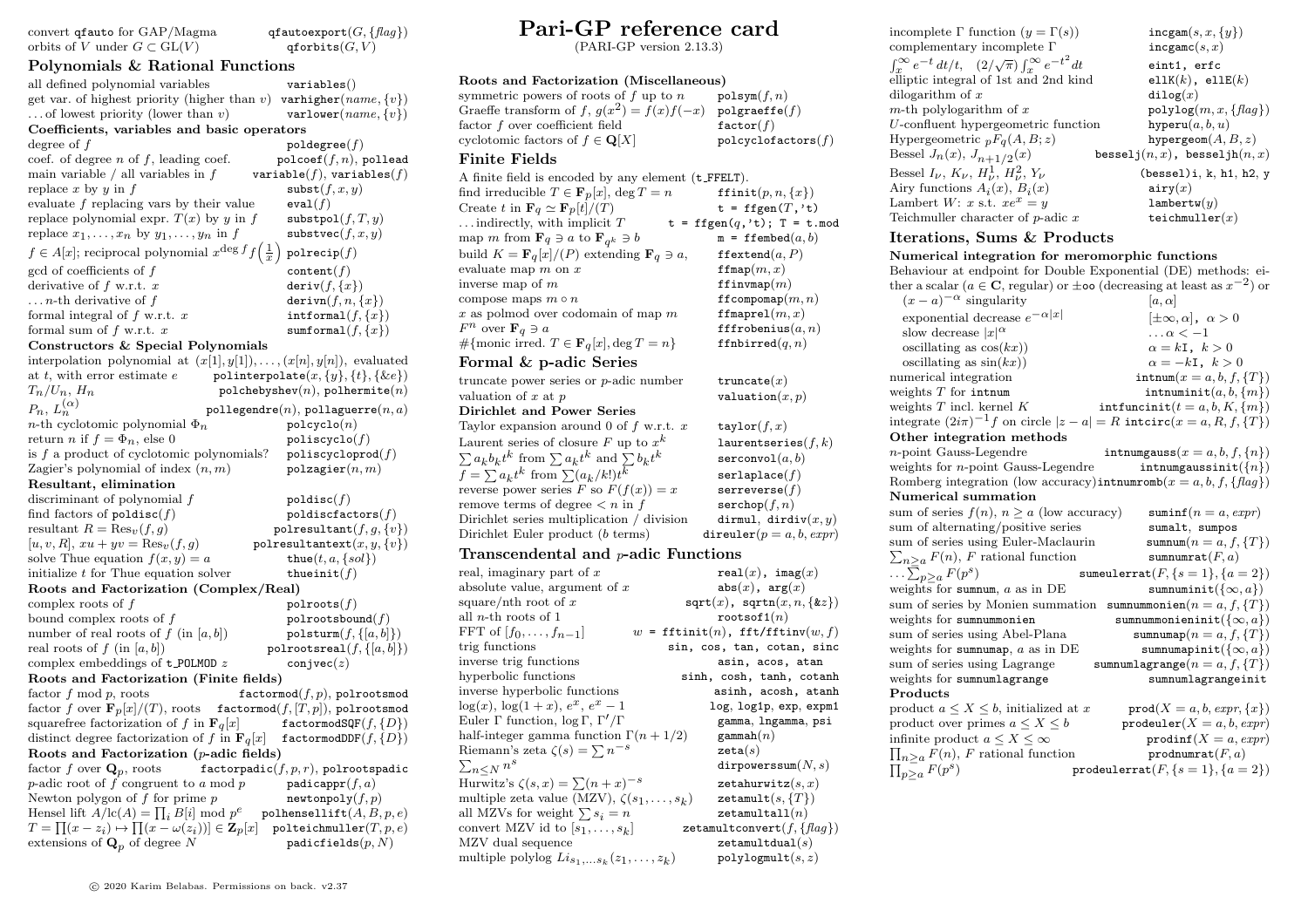| | |
|---|---|
| convert qfauto for GAP/Magma | qfautoexport($G$, {*flag*}) |
| orbits of $V$ under $G \subset \mathrm{GL}(V)$ | qforbits($G$, $V$) |

## Polynomials & Rational Functions

| | |
|---|---|
| all defined polynomial variables | variables() |
| get var. of highest priority (higher than $v$) | varhigher(*name*, {$v$}) |
| ... of lowest priority (lower than $v$) | varlower(*name*, {$v$}) |

### Coefficients, variables and basic operators

| | |
|---|---|
| degree of $f$ | poldegree($f$) |
| coef. of degree $n$ of $f$, leading coef. | polcoef($f$, $n$), pollead |
| main variable / all variables in $f$ | variable($f$), variables($f$) |
| replace $x$ by $y$ in $f$ | subst($f$, $x$, $y$) |
| evaluate $f$ replacing vars by their value | eval($f$) |
| replace polynomial expr. $T(x)$ by $y$ in $f$ | substpol($f$, $T$, $y$) |
| replace $x_1, \ldots, x_n$ by $y_1, \ldots, y_n$ in $f$ | substvec($f$, $x$, $y$) |
| $f \in A[x]$; reciprocal polynomial $x^{\deg f} f\left(\frac{1}{x}\right)$ | polrecip($f$) |
| gcd of coefficients of $f$ | content($f$) |
| derivative of $f$ w.r.t. $x$ | deriv($f$, {$x$}) |
| ... $n$-th derivative of $f$ | derivn($f$, $n$, {$x$}) |
| formal integral of $f$ w.r.t. $x$ | intformal($f$, {$x$}) |
| formal sum of $f$ w.r.t. $x$ | sumformal($f$, {$x$}) |

### Constructors & Special Polynomials

| | |
|---|---|
| interpolation polynomial at $(x[1], y[1]), \ldots, (x[n], y[n])$, evaluated at $t$, with error estimate $e$ | polinterpolate($x$, {$y$}, {$t$}, {&$e$}) |
| $T_n/U_n$, $H_n$ | polchebyshev($n$), polhermite($n$) |
| $P_n$, $L_n^{(\alpha)}$ | pollegendre($n$), pollaguerre($n$, $a$) |
| $n$-th cyclotomic polynomial $\Phi_n$ | polcyclo($n$) |
| return $n$ if $f = \Phi_n$, else 0 | poliscyclo($f$) |
| is $f$ a product of cyclotomic polynomials? | poliscycloprod($f$) |
| Zagier's polynomial of index $(n, m)$ | polzagier($n$, $m$) |

### Resultant, elimination

| | |
|---|---|
| discriminant of polynomial $f$ | poldisc($f$) |
| find factors of poldisc($f$) | poldiscfactors($f$) |
| resultant $R = \mathrm{Res}_v(f, g)$ | polresultant($f$, $g$, {$v$}) |
| $[u, v, R]$, $xu + yv = \mathrm{Res}_v(f, g)$ | polresultantext($x$, $y$, {$v$}) |
| solve Thue equation $f(x, y) = a$ | thue($t$, $a$, {*sol*}) |
| initialize $t$ for Thue equation solver | thueinit($f$) |

### Roots and Factorization (Complex/Real)

| | |
|---|---|
| complex roots of $f$ | polroots($f$) |
| bound complex roots of $f$ | polrootsbound($f$) |
| number of real roots of $f$ (in $[a, b]$) | polsturm($f$, {[$a$, $b$]}) |
| real roots of $f$ (in $[a, b]$) | polrootsreal($f$, {[$a$, $b$]}) |
| complex embeddings of t_POLMOD $z$ | conjvec($z$) |

### Roots and Factorization (Finite fields)

| | |
|---|---|
| factor $f$ mod $p$, roots | factormod($f$, $p$), polrootsmod |
| factor $f$ over $\mathbf{F}_p[x]/(T)$, roots | factormod($f$, [$T$, $p$]), polrootsmod |
| squarefree factorization of $f$ in $\mathbf{F}_q[x]$ | factormodSQF($f$, {$D$}) |
| distinct degree factorization of $f$ in $\mathbf{F}_q[x]$ | factormodDDF($f$, {$D$}) |

### Roots and Factorization ($p$-adic fields)

| | |
|---|---|
| factor $f$ over $\mathbf{Q}_p$, roots | factorpadic($f$, $p$, $r$), polrootspadic |
| $p$-adic root of $f$ congruent to $a$ mod $p$ | padicappr($f$, $a$) |
| Newton polygon of $f$ for prime $p$ | newtonpoly($f$, $p$) |
| Hensel lift $A/\mathrm{lc}(A) = \prod_i B[i]$ mod $p^e$ | polhensellift($A$, $B$, $p$, $e$) |
| $T = \prod(x - z_i) \mapsto \prod(x - \omega(z_i)) \in \mathbf{Z}_p[x]$ | polteichmuller($T$, $p$, $e$) |
| extensions of $\mathbf{Q}_p$ of degree $N$ | padicfields($p$, $N$) |

# Pari-GP reference card

(PARI-GP version 2.13.3)

### Roots and Factorization (Miscellaneous)

| | |
|---|---|
| symmetric powers of roots of $f$ up to $n$ | polsym($f$, $n$) |
| Graeffe transform of $f$, $g(x^2) = f(x)f(-x)$ | polgraeffe($f$) |
| factor $f$ over coefficient field | factor($f$) |
| cyclotomic factors of $f \in \mathbf{Q}[X]$ | polcyclofactors($f$) |

## Finite Fields

A finite field is encoded by any element (t_FFELT).

| | |
|---|---|
| find irreducible $T \in \mathbf{F}_p[x]$, $\deg T = n$ | ffinit($p$, $n$, {$x$}) |
| Create $t$ in $\mathbf{F}_q \simeq \mathbf{F}_p[t]/(T)$ | t = ffgen($T$,'t) |
| ... indirectly, with implicit $T$ | t = ffgen($q$,'t); T = t.mod |
| map $m$ from $\mathbf{F}_q \ni a$ to $\mathbf{F}_{q^k} \ni b$ | m = ffembed($a$, $b$) |
| build $K = \mathbf{F}_q[x]/(P)$ extending $\mathbf{F}_q \ni a$, | ffextend($a$, $P$) |
| evaluate map $m$ on $x$ | ffmap($m$, $x$) |
| inverse map of $m$ | ffinvmap($m$) |
| compose maps $m \circ n$ | ffcompomap($m$, $n$) |
| $x$ as polmod over codomain of map $m$ | ffmaprel($m$, $x$) |
| $F^n$ over $\mathbf{F}_q \ni a$ | fffrobenius($a$, $n$) |
| #{monic irred. $T \in \mathbf{F}_q[x]$, $\deg T = n$} | ffnbirred($q$, $n$) |

## Formal & p-adic Series

| | |
|---|---|
| truncate power series or $p$-adic number | truncate($x$) |
| valuation of $x$ at $p$ | valuation($x$, $p$) |

### Dirichlet and Power Series

| | |
|---|---|
| Taylor expansion around 0 of $f$ w.r.t. $x$ | taylor($f$, $x$) |
| Laurent series of closure $F$ up to $x^k$ | laurentseries($f$, $k$) |
| $\sum a_k b_k t^k$ from $\sum a_k t^k$ and $\sum b_k t^k$ | serconvol($a$, $b$) |
| $f = \sum a_k t^k$ from $\sum (a_k/k!) t^k$ | serlaplace($f$) |
| reverse power series $F$ so $F(f(x)) = x$ | serreverse($f$) |
| remove terms of degree $< n$ in $f$ | serchop($f$, $n$) |
| Dirichlet series multiplication / division | dirmul, dirdiv($x$, $y$) |
| Dirichlet Euler product ($b$ terms) | direuler($p = a$, $b$, *expr*) |

## Transcendental and $p$-adic Functions

| | |
|---|---|
| real, imaginary part of $x$ | real($x$), imag($x$) |
| absolute value, argument of $x$ | abs($x$), arg($x$) |
| square/nth root of $x$ | sqrt($x$), sqrtn($x$, $n$, {&$z$}) |
| all $n$-th roots of 1 | rootsof1($n$) |
| FFT of $[f_0, \ldots, f_{n-1}]$ | $w$ = fftinit($n$), fft/fftinv($w$, $f$) |
| trig functions | sin, cos, tan, cotan, sinc |
| inverse trig functions | asin, acos, atan |
| hyperbolic functions | sinh, cosh, tanh, cotanh |
| inverse hyperbolic functions | asinh, acosh, atanh |
| $\log(x)$, $\log(1 + x)$, $e^x$, $e^x - 1$ | log, log1p, exp, expm1 |
| Euler $\Gamma$ function, $\log \Gamma$, $\Gamma'/\Gamma$ | gamma, lngamma, psi |
| half-integer gamma function $\Gamma(n + 1/2)$ | gammah($n$) |
| Riemann's zeta $\zeta(s) = \sum n^{-s}$ | zeta($s$) |
| $\sum_{n \le N} n^s$ | dirpowerssum($N$, $s$) |
| Hurwitz's $\zeta(s, x) = \sum (n + x)^{-s}$ | zetahurwitz($s$, $x$) |
| multiple zeta value (MZV), $\zeta(s_1, \ldots, s_k)$ | zetamult($s$, {$T$}) |
| all MZVs for weight $\sum s_i = n$ | zetamultall($n$) |
| convert MZV id to $[s_1, \ldots, s_k]$ | zetamultconvert($f$, {*flag*}) |
| MZV dual sequence | zetamultdual($s$) |
| multiple polylog $Li_{s_1, \ldots s_k}(z_1, \ldots, z_k)$ | polylogmult($s$, $z$) |
| incomplete $\Gamma$ function ($y = \Gamma(s)$) | incgam($s$, $x$, {$y$}) |
| complementary incomplete $\Gamma$ | incgamc($s$, $x$) |
| $\int_x^\infty e^{-t}\, dt/t$, $(2/\sqrt{\pi}) \int_x^\infty e^{-t^2} dt$ | eint1, erfc |
| elliptic integral of 1st and 2nd kind | ellK($k$), ellE($k$) |
| dilogarithm of $x$ | dilog($x$) |
| $m$-th polylogarithm of $x$ | polylog($m$, $x$, {*flag*}) |
| $U$-confluent hypergeometric function | hyperu($a$, $b$, $u$) |
| Hypergeometric ${}_pF_q(A, B; z)$ | hypergeom($A$, $B$, $z$) |
| Bessel $J_n(x)$, $J_{n+1/2}(x)$ | besselj($n$, $x$), besseljh($n$, $x$) |
| Bessel $I_\nu$, $K_\nu$, $H^1_\nu$, $H^2_\nu$, $Y_\nu$ | (bessel)i, k, h1, h2, y |
| Airy functions $A_i(x)$, $B_i(x)$ | airy($x$) |
| Lambert $W$: $x$ s.t. $xe^x = y$ | lambertw($y$) |
| Teichmuller character of $p$-adic $x$ | teichmuller($x$) |

## Iterations, Sums & Products

### Numerical integration for meromorphic functions

Behaviour at endpoint for Double Exponential (DE) methods: either a scalar ($a \in \mathbf{C}$, regular) or $\pm$oo (decreasing at least as $x^{-2}$) or

| | |
|---|---|
| $(x - a)^{-\alpha}$ singularity | $[a, \alpha]$ |
| exponential decrease $e^{-\alpha\lvert x\rvert}$ | $[\pm\infty, \alpha]$, $\alpha > 0$ |
| slow decrease $\lvert x\rvert^\alpha$ | ... $\alpha < -1$ |
| oscillating as $\cos(kx)$ | $\alpha = k$I, $k > 0$ |
| oscillating as $\sin(kx)$ | $\alpha = -k$I, $k > 0$ |
| numerical integration | intnum($x = a$, $b$, $f$, {$T$}) |
| weights $T$ for intnum | intnuminit($a$, $b$, {$m$}) |
| weights $T$ incl. kernel $K$ | intfuncinit($t = a$, $b$, $K$, {$m$}) |
| integrate $(2i\pi)^{-1} f$ on circle $\lvert z - a\rvert = R$ | intcirc($x = a$, $R$, $f$, {$T$}) |

### Other integration methods

| | |
|---|---|
| $n$-point Gauss-Legendre | intnumgauss($x = a$, $b$, $f$, {$n$}) |
| weights for $n$-point Gauss-Legendre | intnumgaussinit({$n$}) |
| Romberg integration (low accuracy) | intnumromb($x = a$, $b$, $f$, {*flag*}) |

### Numerical summation

| | |
|---|---|
| sum of series $f(n)$, $n \ge a$ (low accuracy) | suminf($n = a$, *expr*) |
| sum of alternating/positive series | sumalt, sumpos |
| sum of series using Euler-Maclaurin | sumnum($n = a$, $f$, {$T$}) |
| $\sum_{n \ge a} F(n)$, $F$ rational function | sumnumrat($F$, $a$) |
| ... $\sum_{p \ge a} F(p^s)$ | sumeulerrat($F$, {$s = 1$}, {$a = 2$}) |
| weights for sumnum, $a$ as in DE | sumnuminit({$\infty$, $a$}) |
| sum of series by Monien summation | sumnummonien($n = a$, $f$, {$T$}) |
| weights for sumnummonien | sumnummonieninit({$\infty$, $a$}) |
| sum of series using Abel-Plana | sumnumap($n = a$, $f$, {$T$}) |
| weights for sumnumap, $a$ as in DE | sumnumapinit({$\infty$, $a$}) |
| sum of series using Lagrange | sumnumlagrange($n = a$, $f$, {$T$}) |
| weights for sumnumlagrange | sumnumlagrangeinit |

### Products

| | |
|---|---|
| product $a \le X \le b$, initialized at $x$ | prod($X = a$, $b$, *expr*, {$x$}) |
| product over primes $a \le X \le b$ | prodeuler($X = a$, $b$, *expr*) |
| infinite product $a \le X \le \infty$ | prodinf($X = a$, *expr*) |
| $\prod_{n \ge a} F(n)$, $F$ rational function | prodnumrat($F$, $a$) |
| $\prod_{p \ge a} F(p^s)$ | prodeulerrat($F$, {$s = 1$}, {$a = 2$}) |

© 2020 Karim Belabas. Permissions on back. v2.37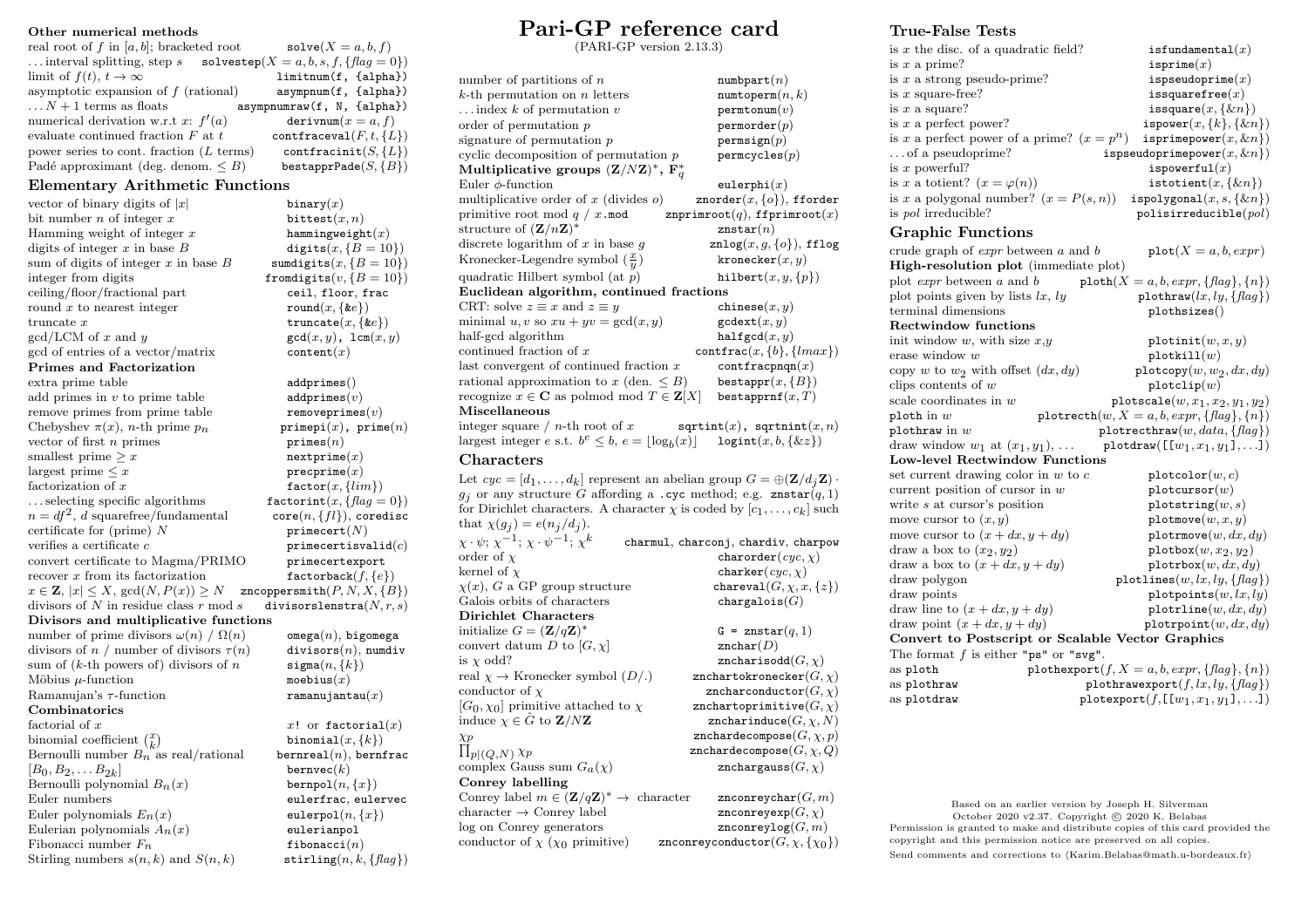# Pari-GP reference card

(PARI-GP version 2.13.3)

## Other numerical methods

| | |
|---|---|
| real root of $f$ in $[a,b]$; bracketed root | `solve`$(X=a,b,f)$ |
| ... interval splitting, step $s$ | `solvestep`$(X=a,b,s,f,\{flag=0\})$ |
| limit of $f(t)$, $t \to \infty$ | `limitnum(f, {alpha})` |
| asymptotic expansion of $f$ (rational) | `asympnum(f, {alpha})` |
| ... $N+1$ terms as floats | `asympnumraw(f, N, {alpha})` |
| numerical derivation w.r.t $x$: $f'(a)$ | `derivnum`$(x=a,f)$ |
| evaluate continued fraction $F$ at $t$ | `contfraceval`$(F,t,\{L\})$ |
| power series to cont. fraction ($L$ terms) | `contfracinit`$(S,\{L\})$ |
| Padé approximant (deg. denom. $\leq B$) | `bestapprPade`$(S,\{B\})$ |

## Elementary Arithmetic Functions

| | |
|---|---|
| vector of binary digits of $\lvert x\rvert$ | `binary`$(x)$ |
| bit number $n$ of integer $x$ | `bittest`$(x,n)$ |
| Hamming weight of integer $x$ | `hammingweight`$(x)$ |
| digits of integer $x$ in base $B$ | `digits`$(x,\{B=10\})$ |
| sum of digits of integer $x$ in base $B$ | `sumdigits`$(x,\{B=10\})$ |
| integer from digits | `fromdigits`$(v,\{B=10\})$ |
| ceiling/floor/fractional part | `ceil`, `floor`, `frac` |
| round $x$ to nearest integer | `round`$(x,\{\&e\})$ |
| truncate $x$ | `truncate`$(x,\{\&e\})$ |
| gcd/LCM of $x$ and $y$ | `gcd`$(x,y)$, `lcm`$(x,y)$ |
| gcd of entries of a vector/matrix | `content`$(x)$ |

### Primes and Factorization

| | |
|---|---|
| extra prime table | `addprimes()` |
| add primes in $v$ to prime table | `addprimes`$(v)$ |
| remove primes from prime table | `removeprimes`$(v)$ |
| Chebyshev $\pi(x)$, $n$-th prime $p_n$ | `primepi`$(x)$, `prime`$(n)$ |
| vector of first $n$ primes | `primes`$(n)$ |
| smallest prime $\geq x$ | `nextprime`$(x)$ |
| largest prime $\leq x$ | `precprime`$(x)$ |
| factorization of $x$ | `factor`$(x,\{lim\})$ |
| ... selecting specific algorithms | `factorint`$(x,\{flag=0\})$ |
| $n=df^2$, $d$ squarefree/fundamental | `core`$(n,\{fl\})$, `coredisc` |
| certificate for (prime) $N$ | `primecert`$(N)$ |
| verifies a certificate $c$ | `primecertisvalid`$(c)$ |
| convert certificate to Magma/PRIMO | `primecertexport` |
| recover $x$ from its factorization | `factorback`$(f,\{e\})$ |
| $x\in\mathbf{Z}$, $\lvert x\rvert\leq X$, $\gcd(N,P(x))\geq N$ | `zncoppersmith`$(P,N,X,\{B\})$ |
| divisors of $N$ in residue class $r$ mod $s$ | `divisorslenstra`$(N,r,s)$ |

### Divisors and multiplicative functions

| | |
|---|---|
| number of prime divisors $\omega(n)$ / $\Omega(n)$ | `omega`$(n)$, `bigomega` |
| divisors of $n$ / number of divisors $\tau(n)$ | `divisors`$(n)$, `numdiv` |
| sum of ($k$-th powers of) divisors of $n$ | `sigma`$(n,\{k\})$ |
| Möbius $\mu$-function | `moebius`$(x)$ |
| Ramanujan's $\tau$-function | `ramanujantau`$(x)$ |

### Combinatorics

| | |
|---|---|
| factorial of $x$ | $x$`!` or `factorial`$(x)$ |
| binomial coefficient $\binom{x}{k}$ | `binomial`$(x,\{k\})$ |
| Bernoulli number $B_n$ as real/rational | `bernreal`$(n)$, `bernfrac` |
| $[B_0,B_2,\ldots B_{2k}]$ | `bernvec`$(k)$ |
| Bernoulli polynomial $B_n(x)$ | `bernpol`$(n,\{x\})$ |
| Euler numbers | `eulerfrac`, `eulervec` |
| Euler polynomials $E_n(x)$ | `eulerpol`$(n,\{x\})$ |
| Eulerian polynomials $A_n(x)$ | `eulerianpol` |
| Fibonacci number $F_n$ | `fibonacci`$(n)$ |
| Stirling numbers $s(n,k)$ and $S(n,k)$ | `stirling`$(n,k,\{flag\})$ |
| number of partitions of $n$ | `numbpart`$(n)$ |
| $k$-th permutation on $n$ letters | `numtoperm`$(n,k)$ |
| ... index $k$ of permutation $v$ | `permtonum`$(v)$ |
| order of permutation $p$ | `permorder`$(p)$ |
| signature of permutation $p$ | `permsign`$(p)$ |
| cyclic decomposition of permutation $p$ | `permcycles`$(p)$ |

### Multiplicative groups $(\mathbf{Z}/N\mathbf{Z})^*$, $\mathbf{F}_q^*$

| | |
|---|---|
| Euler $\phi$-function | `eulerphi`$(x)$ |
| multiplicative order of $x$ (divides $o$) | `znorder`$(x,\{o\})$, `fforder` |
| primitive root mod $q$ / $x$`.mod` | `znprimroot`$(q)$, `ffprimroot`$(x)$ |
| structure of $(\mathbf{Z}/n\mathbf{Z})^*$ | `znstar`$(n)$ |
| discrete logarithm of $x$ in base $g$ | `znlog`$(x,g,\{o\})$, `fflog` |
| Kronecker-Legendre symbol $(\frac{x}{y})$ | `kronecker`$(x,y)$ |
| quadratic Hilbert symbol (at $p$) | `hilbert`$(x,y,\{p\})$ |

### Euclidean algorithm, continued fractions

| | |
|---|---|
| CRT: solve $z\equiv x$ and $z\equiv y$ | `chinese`$(x,y)$ |
| minimal $u,v$ so $xu+yv=\gcd(x,y)$ | `gcdext`$(x,y)$ |
| half-gcd algorithm | `halfgcd`$(x,y)$ |
| continued fraction of $x$ | `contfrac`$(x,\{b\},\{lmax\})$ |
| last convergent of continued fraction $x$ | `contfracpnqn`$(x)$ |
| rational approximation to $x$ (den. $\leq B$) | `bestappr`$(x,\{B\})$ |
| recognize $x\in\mathbf{C}$ as polmod mod $T\in\mathbf{Z}[X]$ | `bestapprnf`$(x,T)$ |

### Miscellaneous

| | |
|---|---|
| integer square / $n$-th root of $x$ | `sqrtint`$(x)$, `sqrtnint`$(x,n)$ |
| largest integer $e$ s.t. $b^e\leq b$, $e=\lfloor\log_b(x)\rfloor$ | `logint`$(x,b,\{\&z\})$ |

## Characters

Let $cyc=[d_1,\ldots,d_k]$ represent an abelian group $G=\oplus(\mathbf{Z}/d_j\mathbf{Z})\cdot g_j$ or any structure $G$ affording a `.cyc` method; e.g. `znstar`$(q,1)$ for Dirichlet characters. A character $\chi$ is coded by $[c_1,\ldots,c_k]$ such that $\chi(g_j)=e(n_j/d_j)$.

| | |
|---|---|
| $\chi\cdot\psi$; $\chi^{-1}$; $\chi\cdot\psi^{-1}$; $\chi^k$ | `charmul`, `charconj`, `chardiv`, `charpow` |
| order of $\chi$ | `charorder`$(cyc,\chi)$ |
| kernel of $\chi$ | `charker`$(cyc,\chi)$ |
| $\chi(x)$, $G$ a GP group structure | `chareval`$(G,\chi,x,\{z\})$ |
| Galois orbits of characters | `chargalois`$(G)$ |

### Dirichlet Characters

| | |
|---|---|
| initialize $G=(\mathbf{Z}/q\mathbf{Z})^*$ | `G = znstar`$(q,1)$ |
| convert datum $D$ to $[G,\chi]$ | `znchar`$(D)$ |
| is $\chi$ odd? | `zncharisodd`$(G,\chi)$ |
| real $\chi\to$ Kronecker symbol $(D/.)$ | `znchartokronecker`$(G,\chi)$ |
| conductor of $\chi$ | `zncharconductor`$(G,\chi)$ |
| $[G_0,\chi_0]$ primitive attached to $\chi$ | `znchartoprimitive`$(G,\chi)$ |
| induce $\chi\in\hat{G}$ to $\mathbf{Z}/N\mathbf{Z}$ | `zncharinduce`$(G,\chi,N)$ |
| $\chi_p$ | `znchardecompose`$(G,\chi,p)$ |
| $\prod_{p\mid(Q,N)}\chi_p$ | `znchardecompose`$(G,\chi,Q)$ |
| complex Gauss sum $G_a(\chi)$ | `znchargauss`$(G,\chi)$ |

### Conrey labelling

| | |
|---|---|
| Conrey label $m\in(\mathbf{Z}/q\mathbf{Z})^*\to$ character | `znconreychar`$(G,m)$ |
| character $\to$ Conrey label | `znconreyexp`$(G,\chi)$ |
| log on Conrey generators | `znconreylog`$(G,m)$ |
| conductor of $\chi$ ($\chi_0$ primitive) | `znconreyconductor`$(G,\chi,\{\chi_0\})$ |

## True-False Tests

| | |
|---|---|
| is $x$ the disc. of a quadratic field? | `isfundamental`$(x)$ |
| is $x$ a prime? | `isprime`$(x)$ |
| is $x$ a strong pseudo-prime? | `ispseudoprime`$(x)$ |
| is $x$ square-free? | `issquarefree`$(x)$ |
| is $x$ a square? | `issquare`$(x,\{\&n\})$ |
| is $x$ a perfect power? | `ispower`$(x,\{k\},\{\&n\})$ |
| is $x$ a perfect power of a prime? ($x=p^n$) | `isprimepower`$(x,\&n)$ |
| ... of a pseudoprime? | `ispseudoprimepower`$(x,\&n)$ |
| is $x$ powerful? | `ispowerful`$(x)$ |
| is $x$ a totient? ($x=\varphi(n)$) | `istotient`$(x,\{\&n\})$ |
| is $x$ a polygonal number? ($x=P(s,n)$) | `ispolygonal`$(x,s,\{\&n\})$ |
| is *pol* irreducible? | `polisirreducible`$(pol)$ |

## Graphic Functions

| | |
|---|---|
| crude graph of *expr* between $a$ and $b$ | `plot`$(X=a,b,expr)$ |

### High-resolution plot (immediate plot)

| | |
|---|---|
| plot *expr* between $a$ and $b$ | `ploth`$(X=a,b,expr,\{flag\},\{n\})$ |
| plot points given by lists $lx$, $ly$ | `plothraw`$(lx,ly,\{flag\})$ |
| terminal dimensions | `plothsizes()` |

### Rectwindow functions

| | |
|---|---|
| init window $w$, with size $x$,$y$ | `plotinit`$(w,x,y)$ |
| erase window $w$ | `plotkill`$(w)$ |
| copy $w$ to $w_2$ with offset $(dx,dy)$ | `plotcopy`$(w,w_2,dx,dy)$ |
| clips contents of $w$ | `plotclip`$(w)$ |
| scale coordinates in $w$ | `plotscale`$(w,x_1,x_2,y_1,y_2)$ |
| `ploth` in $w$ | `plotrecth`$(w,X=a,b,expr,\{flag\},\{n\})$ |
| `plothraw` in $w$ | `plotrecthraw`$(w,data,\{flag\})$ |
| draw window $w_1$ at $(x_1,y_1)$, ... | `plotdraw`$([[w_1,x_1,y_1],\ldots])$ |

### Low-level Rectwindow Functions

| | |
|---|---|
| set current drawing color in $w$ to $c$ | `plotcolor`$(w,c)$ |
| current position of cursor in $w$ | `plotcursor`$(w)$ |
| write $s$ at cursor's position | `plotstring`$(w,s)$ |
| move cursor to $(x,y)$ | `plotmove`$(w,x,y)$ |
| move cursor to $(x+dx,y+dy)$ | `plotrmove`$(w,dx,dy)$ |
| draw a box to $(x_2,y_2)$ | `plotbox`$(w,x_2,y_2)$ |
| draw a box to $(x+dx,y+dy)$ | `plotrbox`$(w,dx,dy)$ |
| draw polygon | `plotlines`$(w,lx,ly,\{flag\})$ |
| draw points | `plotpoints`$(w,lx,ly)$ |
| draw line to $(x+dx,y+dy)$ | `plotrline`$(w,dx,dy)$ |
| draw point $(x+dx,y+dy)$ | `plotrpoint`$(w,dx,dy)$ |

### Convert to Postscript or Scalable Vector Graphics

The format $f$ is either `"ps"` or `"svg"`.

| | |
|---|---|
| as `ploth` | `plothexport`$(f,X=a,b,expr,\{flag\},\{n\})$ |
| as `plothraw` | `plothrawexport`$(f,lx,ly,\{flag\})$ |
| as `plotdraw` | `plotexport`$(f,[[w_1,x_1,y_1],\ldots])$ |

Based on an earlier version by Joseph H. Silverman
October 2020 v2.37. Copyright © 2020 K. Belabas
Permission is granted to make and distribute copies of this card provided the copyright and this permission notice are preserved on all copies.
Send comments and corrections to ⟨Karim.Belabas@math.u-bordeaux.fr⟩